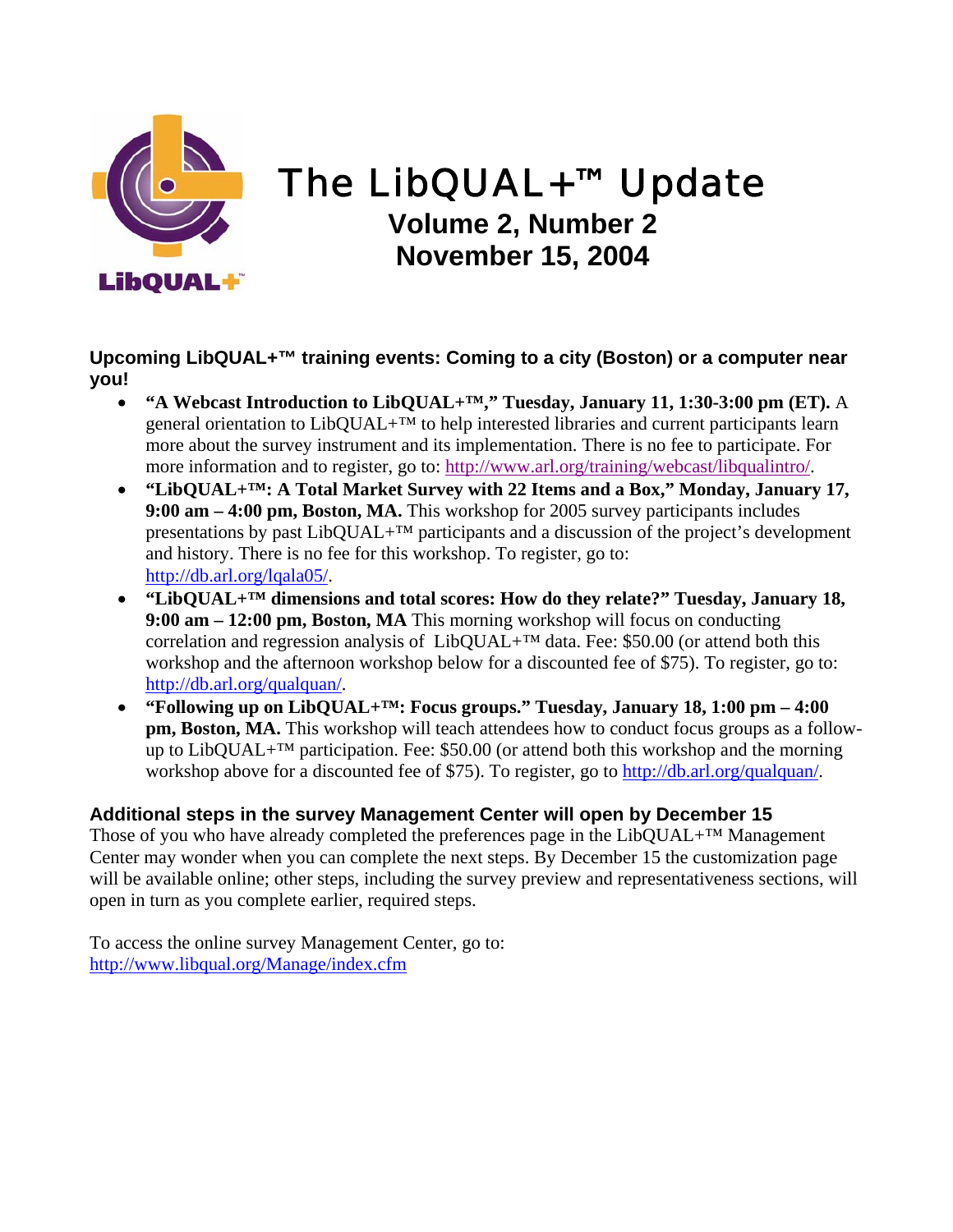# The LibQUAL+™ Update

## Volume 2, Number 2
## November 15, 2004

### Upcoming LibQUAL+™ training events: Coming to a city (Boston) or a computer near you!

- **"A Webcast Introduction to LibQUAL+™," Tuesday, January 11, 1:30-3:00 pm (ET).** A general orientation to LibQUAL+™ to help interested libraries and current participants learn more about the survey instrument and its implementation. There is no fee to participate. For more information and to register, go to: http://www.arl.org/training/webcast/libqualintro/.
- **"LibQUAL+™: A Total Market Survey with 22 Items and a Box," Monday, January 17, 9:00 am – 4:00 pm, Boston, MA.** This workshop for 2005 survey participants includes presentations by past LibQUAL+™ participants and a discussion of the project's development and history. There is no fee for this workshop. To register, go to: http://db.arl.org/lqala05/.
- **"LibQUAL+™ dimensions and total scores: How do they relate?" Tuesday, January 18, 9:00 am – 12:00 pm, Boston, MA** This morning workshop will focus on conducting correlation and regression analysis of LibQUAL+™ data. Fee: $50.00 (or attend both this workshop and the afternoon workshop below for a discounted fee of $75). To register, go to: http://db.arl.org/qualquan/.
- **"Following up on LibQUAL+™: Focus groups." Tuesday, January 18, 1:00 pm – 4:00 pm, Boston, MA.** This workshop will teach attendees how to conduct focus groups as a follow-up to LibQUAL+™ participation. Fee: $50.00 (or attend both this workshop and the morning workshop above for a discounted fee of $75). To register, go to http://db.arl.org/qualquan/.

### Additional steps in the survey Management Center will open by December 15

Those of you who have already completed the preferences page in the LibQUAL+™ Management Center may wonder when you can complete the next steps. By December 15 the customization page will be available online; other steps, including the survey preview and representativeness sections, will open in turn as you complete earlier, required steps.

To access the online survey Management Center, go to: http://www.libqual.org/Manage/index.cfm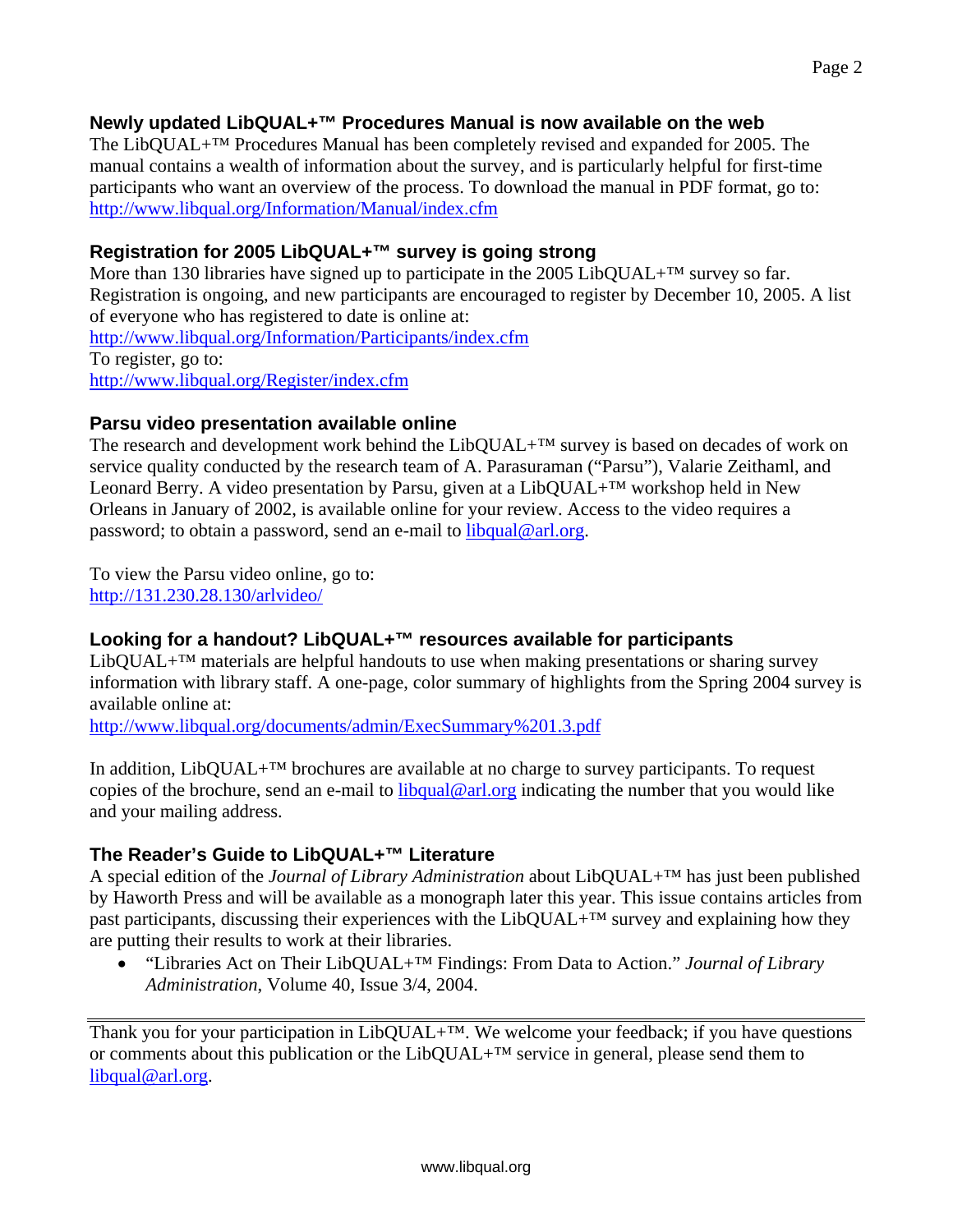### Newly updated LibQUAL+™ Procedures Manual is now available on the web

The LibQUAL+™ Procedures Manual has been completely revised and expanded for 2005. The manual contains a wealth of information about the survey, and is particularly helpful for first-time participants who want an overview of the process. To download the manual in PDF format, go to: http://www.libqual.org/Information/Manual/index.cfm

### Registration for 2005 LibQUAL+™ survey is going strong

More than 130 libraries have signed up to participate in the 2005 LibQUAL+™ survey so far. Registration is ongoing, and new participants are encouraged to register by December 10, 2005. A list of everyone who has registered to date is online at:
http://www.libqual.org/Information/Participants/index.cfm
To register, go to:
http://www.libqual.org/Register/index.cfm

### Parsu video presentation available online

The research and development work behind the LibQUAL+™ survey is based on decades of work on service quality conducted by the research team of A. Parasuraman ("Parsu"), Valarie Zeithaml, and Leonard Berry. A video presentation by Parsu, given at a LibQUAL+™ workshop held in New Orleans in January of 2002, is available online for your review. Access to the video requires a password; to obtain a password, send an e-mail to libqual@arl.org.

To view the Parsu video online, go to:
http://131.230.28.130/arlvideo/

### Looking for a handout? LibQUAL+™ resources available for participants

LibQUAL+™ materials are helpful handouts to use when making presentations or sharing survey information with library staff. A one-page, color summary of highlights from the Spring 2004 survey is available online at:
http://www.libqual.org/documents/admin/ExecSummary%201.3.pdf

In addition, LibQUAL+™ brochures are available at no charge to survey participants. To request copies of the brochure, send an e-mail to libqual@arl.org indicating the number that you would like and your mailing address.

### The Reader's Guide to LibQUAL+™ Literature

A special edition of the *Journal of Library Administration* about LibQUAL+™ has just been published by Haworth Press and will be available as a monograph later this year. This issue contains articles from past participants, discussing their experiences with the LibQUAL+™ survey and explaining how they are putting their results to work at their libraries.

- "Libraries Act on Their LibQUAL+™ Findings: From Data to Action." *Journal of Library Administration*, Volume 40, Issue 3/4, 2004.

---

Thank you for your participation in LibQUAL+™. We welcome your feedback; if you have questions or comments about this publication or the LibQUAL+™ service in general, please send them to libqual@arl.org.

www.libqual.org